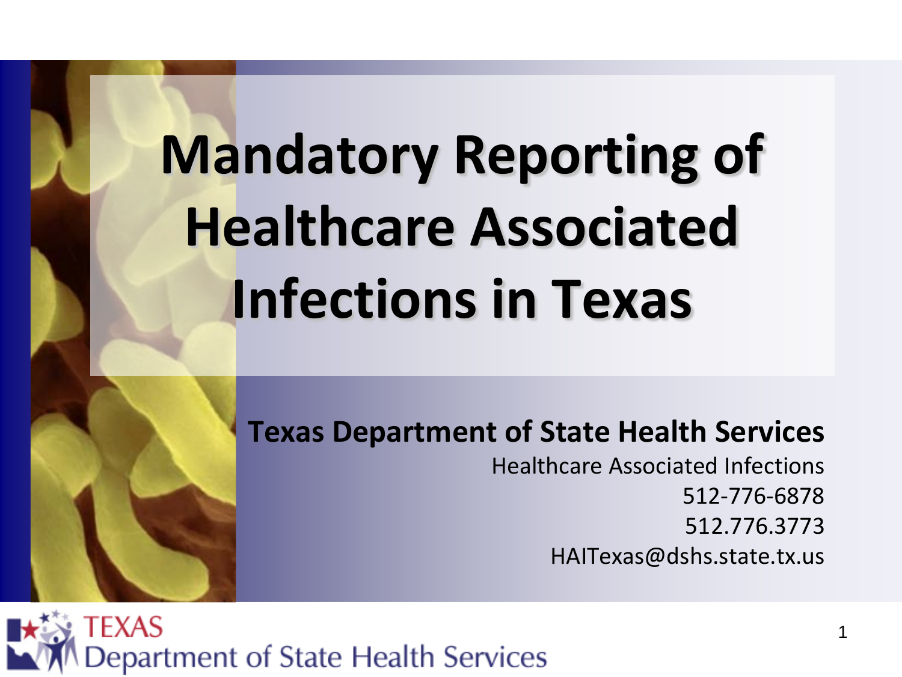# Mandatory Reporting of Healthcare Associated Infections in Texas

**Texas Department of State Health Services**

Healthcare Associated Infections

512-776-6878

512.776.3773

HAITexas@dshs.state.tx.us

TEXAS Department of State Health Services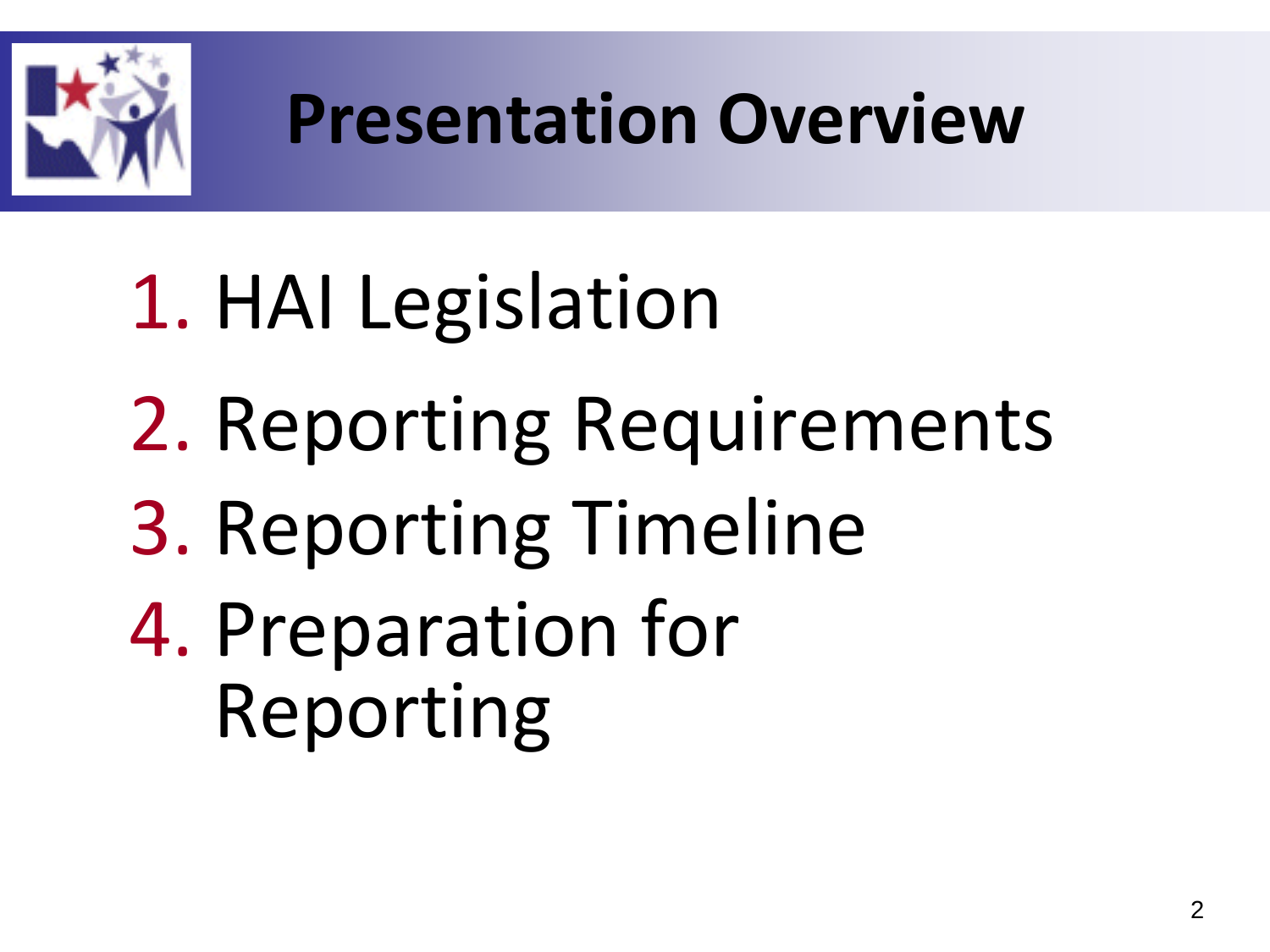# Presentation Overview

1. HAI Legislation
2. Reporting Requirements
3. Reporting Timeline
4. Preparation for Reporting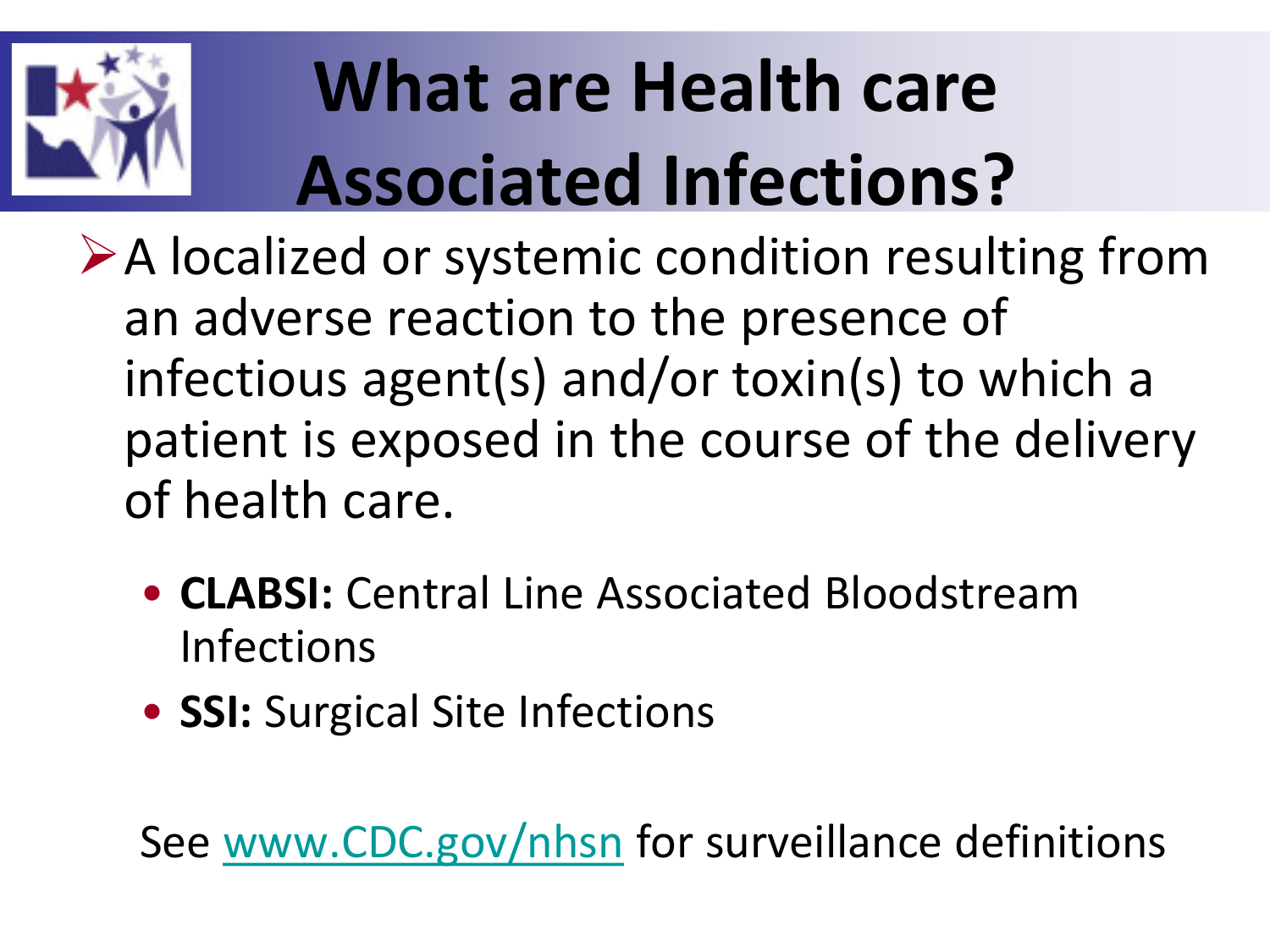# What are Health care Associated Infections?

- A localized or systemic condition resulting from an adverse reaction to the presence of infectious agent(s) and/or toxin(s) to which a patient is exposed in the course of the delivery of health care.
  - **CLABSI:** Central Line Associated Bloodstream Infections
  - **SSI:** Surgical Site Infections

See www.CDC.gov/nhsn for surveillance definitions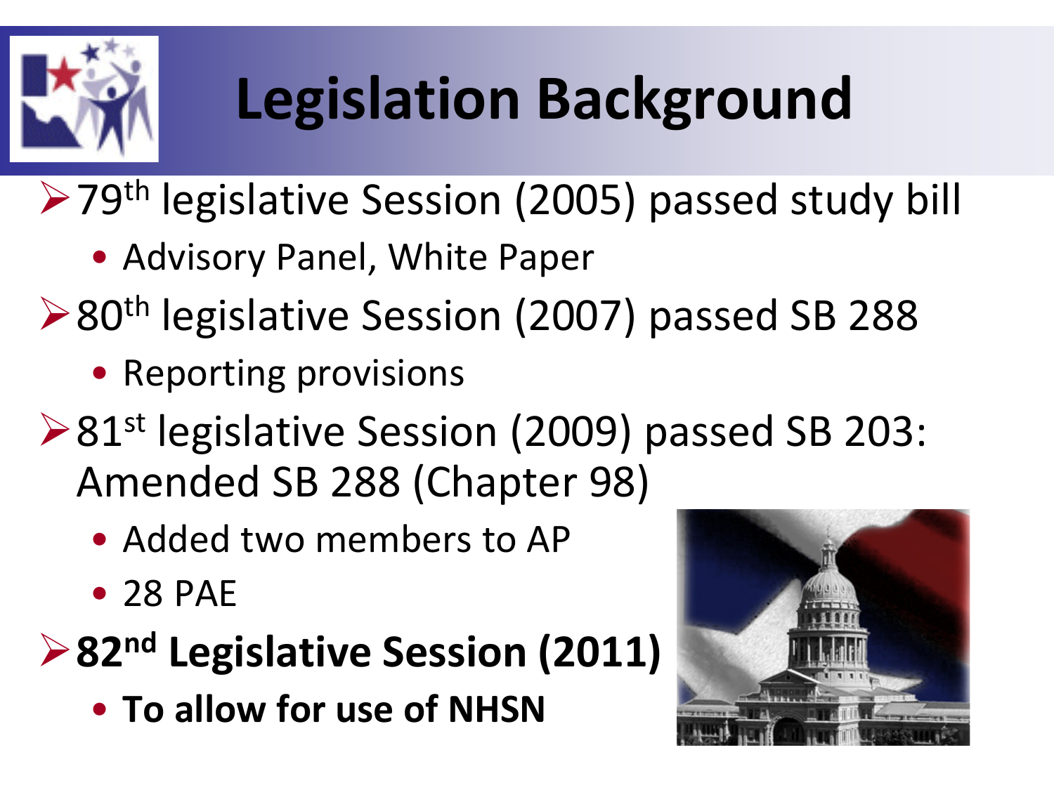# Legislation Background

- 79th legislative Session (2005) passed study bill
  - Advisory Panel, White Paper
- 80th legislative Session (2007) passed SB 288
  - Reporting provisions
- 81st legislative Session (2009) passed SB 203: Amended SB 288 (Chapter 98)
  - Added two members to AP
  - 28 PAE
- **82nd Legislative Session (2011)**
  - **To allow for use of NHSN**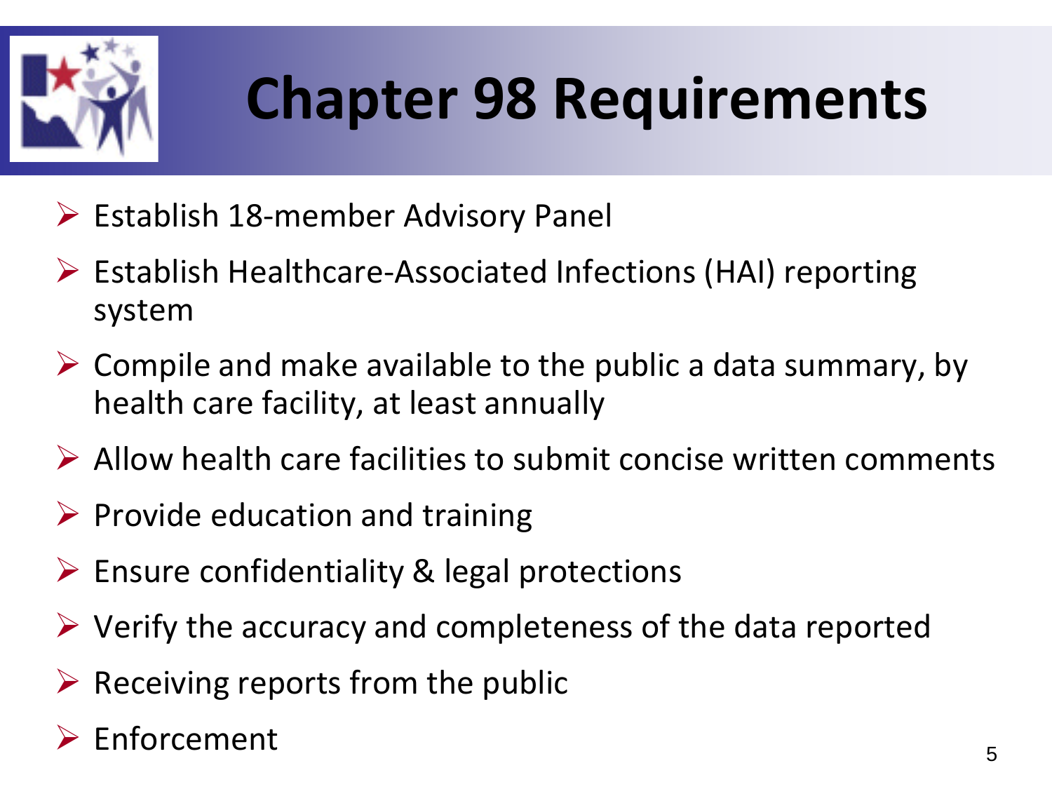# Chapter 98 Requirements

- Establish 18-member Advisory Panel
- Establish Healthcare-Associated Infections (HAI) reporting system
- Compile and make available to the public a data summary, by health care facility, at least annually
- Allow health care facilities to submit concise written comments
- Provide education and training
- Ensure confidentiality & legal protections
- Verify the accuracy and completeness of the data reported
- Receiving reports from the public
- Enforcement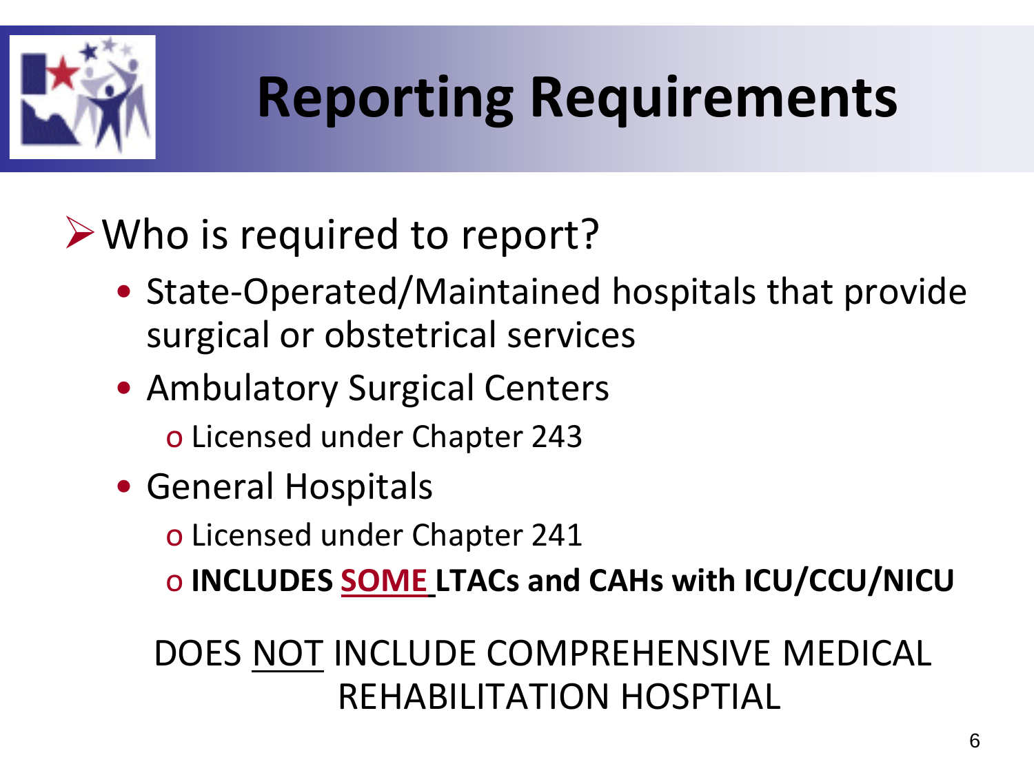# Reporting Requirements

- Who is required to report?
  - State-Operated/Maintained hospitals that provide surgical or obstetrical services
  - Ambulatory Surgical Centers
    - Licensed under Chapter 243
  - General Hospitals
    - Licensed under Chapter 241
    - **INCLUDES SOME LTACs and CAHs with ICU/CCU/NICU**

DOES NOT INCLUDE COMPREHENSIVE MEDICAL REHABILITATION HOSPTIAL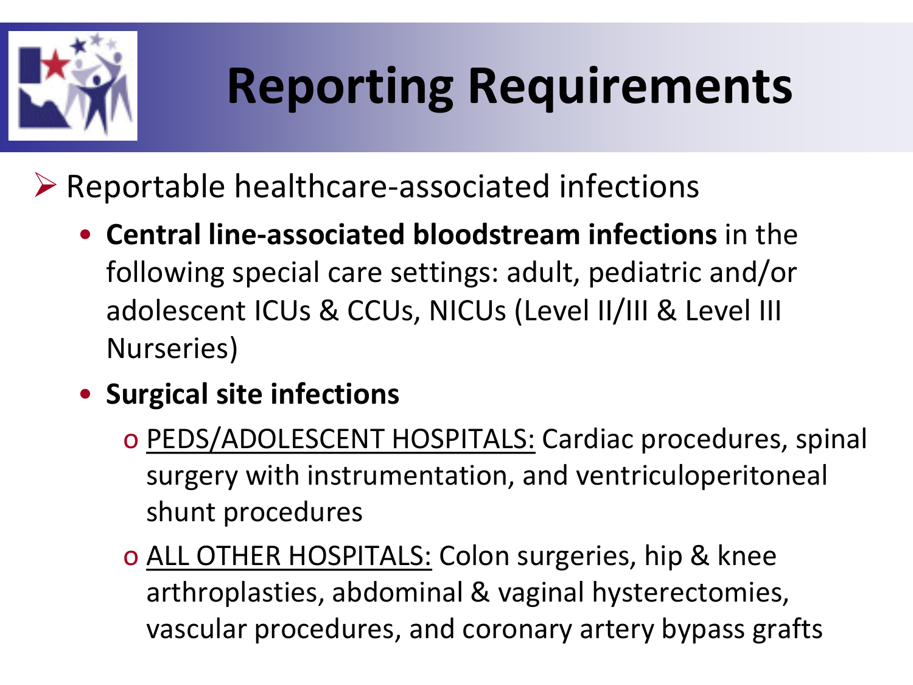# Reporting Requirements

- Reportable healthcare-associated infections
  - **Central line-associated bloodstream infections** in the following special care settings: adult, pediatric and/or adolescent ICUs & CCUs, NICUs (Level II/III & Level III Nurseries)
  - **Surgical site infections**
    - PEDS/ADOLESCENT HOSPITALS: Cardiac procedures, spinal surgery with instrumentation, and ventriculoperitoneal shunt procedures
    - ALL OTHER HOSPITALS: Colon surgeries, hip & knee arthroplasties, abdominal & vaginal hysterectomies, vascular procedures, and coronary artery bypass grafts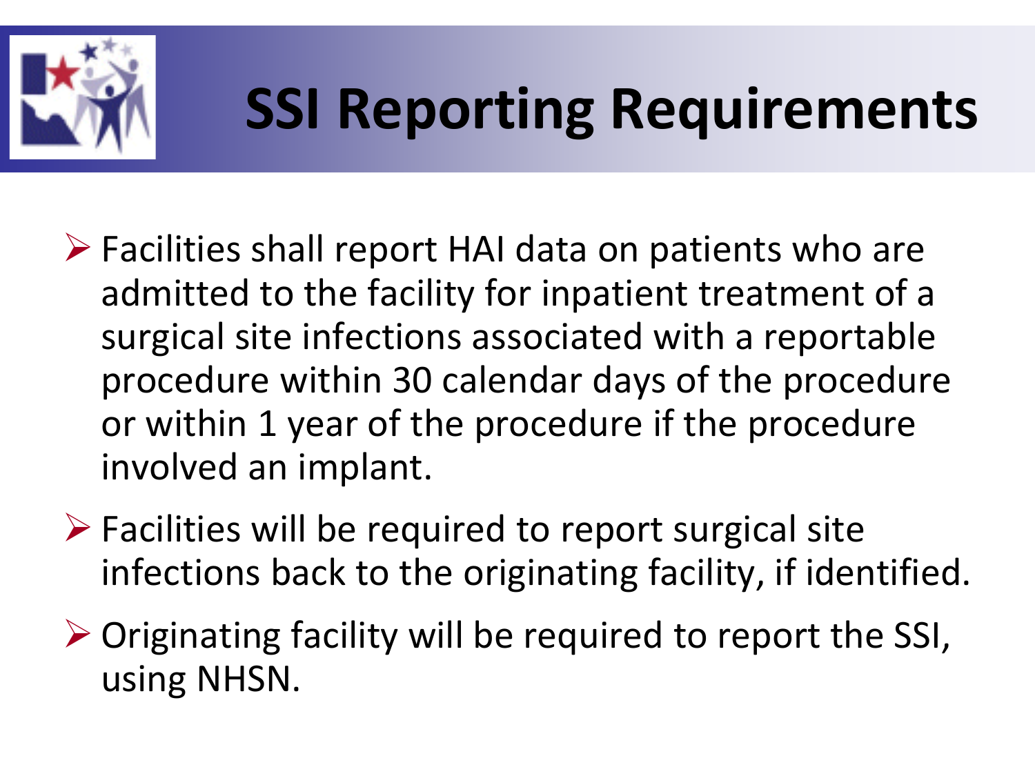# SSI Reporting Requirements

- Facilities shall report HAI data on patients who are admitted to the facility for inpatient treatment of a surgical site infections associated with a reportable procedure within 30 calendar days of the procedure or within 1 year of the procedure if the procedure involved an implant.
- Facilities will be required to report surgical site infections back to the originating facility, if identified.
- Originating facility will be required to report the SSI, using NHSN.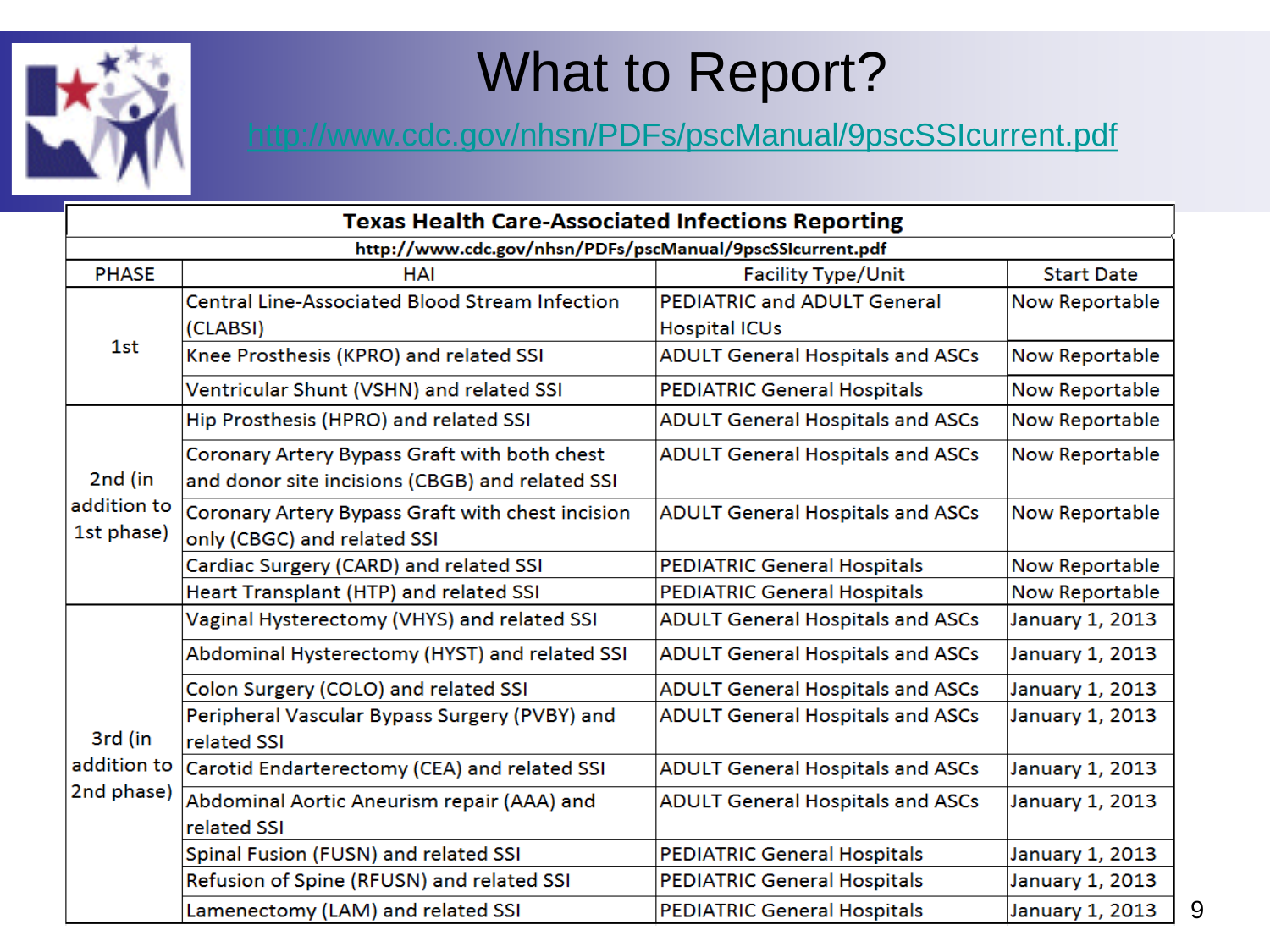# What to Report?

http://www.cdc.gov/nhsn/PDFs/pscManual/9pscSSIcurrent.pdf

**Texas Health Care-Associated Infections Reporting**

**http://www.cdc.gov/nhsn/PDFs/pscManual/9pscSSIcurrent.pdf**

| PHASE | HAI | Facility Type/Unit | Start Date |
|---|---|---|---|
| 1st | Central Line-Associated Blood Stream Infection (CLABSI) | PEDIATRIC and ADULT General Hospital ICUs | Now Reportable |
| | Knee Prosthesis (KPRO) and related SSI | ADULT General Hospitals and ASCs | Now Reportable |
| | Ventricular Shunt (VSHN) and related SSI | PEDIATRIC General Hospitals | Now Reportable |
| 2nd (in addition to 1st phase) | Hip Prosthesis (HPRO) and related SSI | ADULT General Hospitals and ASCs | Now Reportable |
| | Coronary Artery Bypass Graft with both chest and donor site incisions (CBGB) and related SSI | ADULT General Hospitals and ASCs | Now Reportable |
| | Coronary Artery Bypass Graft with chest incision only (CBGC) and related SSI | ADULT General Hospitals and ASCs | Now Reportable |
| | Cardiac Surgery (CARD) and related SSI | PEDIATRIC General Hospitals | Now Reportable |
| | Heart Transplant (HTP) and related SSI | PEDIATRIC General Hospitals | Now Reportable |
| 3rd (in addition to 2nd phase) | Vaginal Hysterectomy (VHYS) and related SSI | ADULT General Hospitals and ASCs | January 1, 2013 |
| | Abdominal Hysterectomy (HYST) and related SSI | ADULT General Hospitals and ASCs | January 1, 2013 |
| | Colon Surgery (COLO) and related SSI | ADULT General Hospitals and ASCs | January 1, 2013 |
| | Peripheral Vascular Bypass Surgery (PVBY) and related SSI | ADULT General Hospitals and ASCs | January 1, 2013 |
| | Carotid Endarterectomy (CEA) and related SSI | ADULT General Hospitals and ASCs | January 1, 2013 |
| | Abdominal Aortic Aneurism repair (AAA) and related SSI | ADULT General Hospitals and ASCs | January 1, 2013 |
| | Spinal Fusion (FUSN) and related SSI | PEDIATRIC General Hospitals | January 1, 2013 |
| | Refusion of Spine (RFUSN) and related SSI | PEDIATRIC General Hospitals | January 1, 2013 |
| | Lamenectomy (LAM) and related SSI | PEDIATRIC General Hospitals | January 1, 2013 |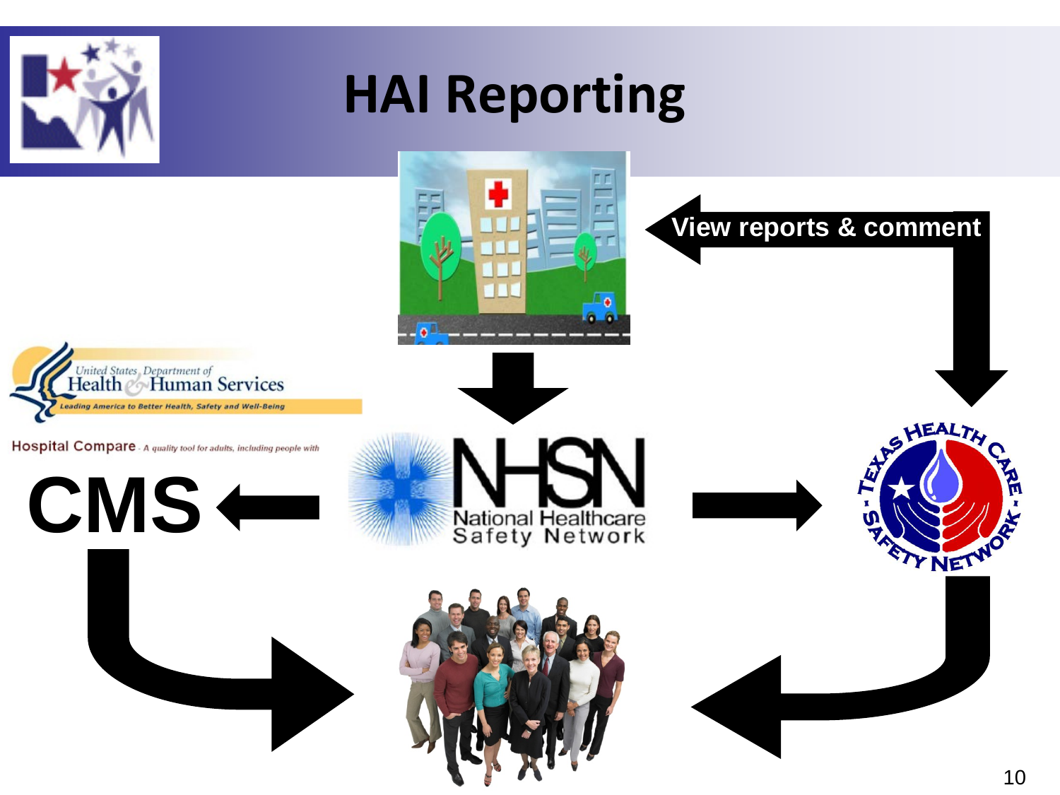# HAI Reporting

View reports & comment

United States Department of Health & Human Services

Leading America to Better Health, Safety and Well-Being

Hospital Compare - A quality tool for adults, including people with

CMS

NHSN

National Healthcare Safety Network

Texas Health Care - Safety Network -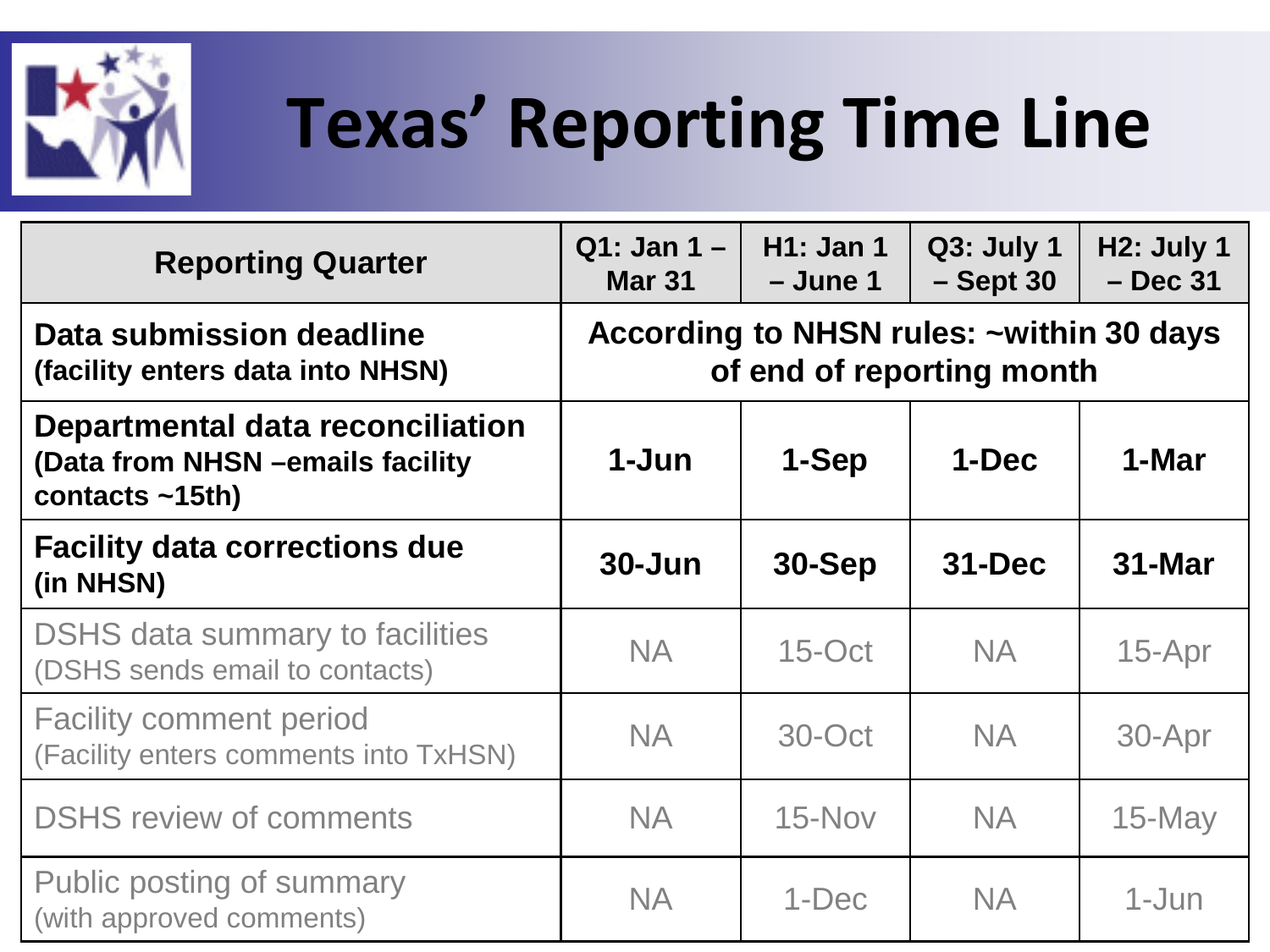# Texas' Reporting Time Line

| Reporting Quarter | Q1: Jan 1 – Mar 31 | H1: Jan 1 – June 1 | Q3: July 1 – Sept 30 | H2: July 1 – Dec 31 |
|---|---|---|---|---|
| **Data submission deadline (facility enters data into NHSN)** | **According to NHSN rules: ~within 30 days of end of reporting month** | | | |
| **Departmental data reconciliation (Data from NHSN –emails facility contacts ~15th)** | **1-Jun** | **1-Sep** | **1-Dec** | **1-Mar** |
| **Facility data corrections due (in NHSN)** | **30-Jun** | **30-Sep** | **31-Dec** | **31-Mar** |
| DSHS data summary to facilities (DSHS sends email to contacts) | NA | 15-Oct | NA | 15-Apr |
| Facility comment period (Facility enters comments into TxHSN) | NA | 30-Oct | NA | 30-Apr |
| DSHS review of comments | NA | 15-Nov | NA | 15-May |
| Public posting of summary (with approved comments) | NA | 1-Dec | NA | 1-Jun |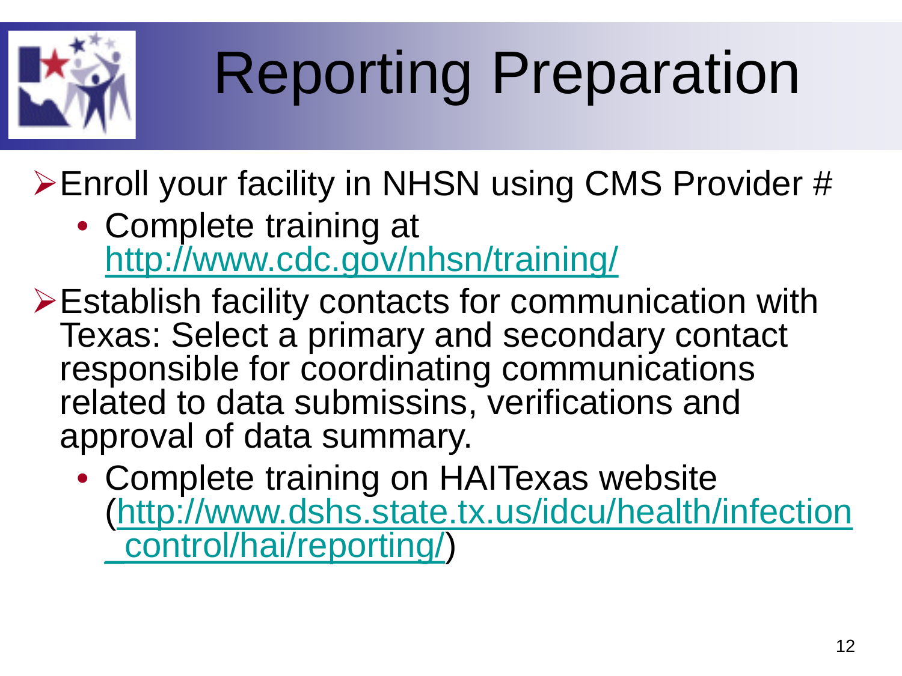# Reporting Preparation

- Enroll your facility in NHSN using CMS Provider #
  - Complete training at http://www.cdc.gov/nhsn/training/
- Establish facility contacts for communication with Texas: Select a primary and secondary contact responsible for coordinating communications related to data submissins, verifications and approval of data summary.
  - Complete training on HAITexas website (http://www.dshs.state.tx.us/idcu/health/infection_control/hai/reporting/)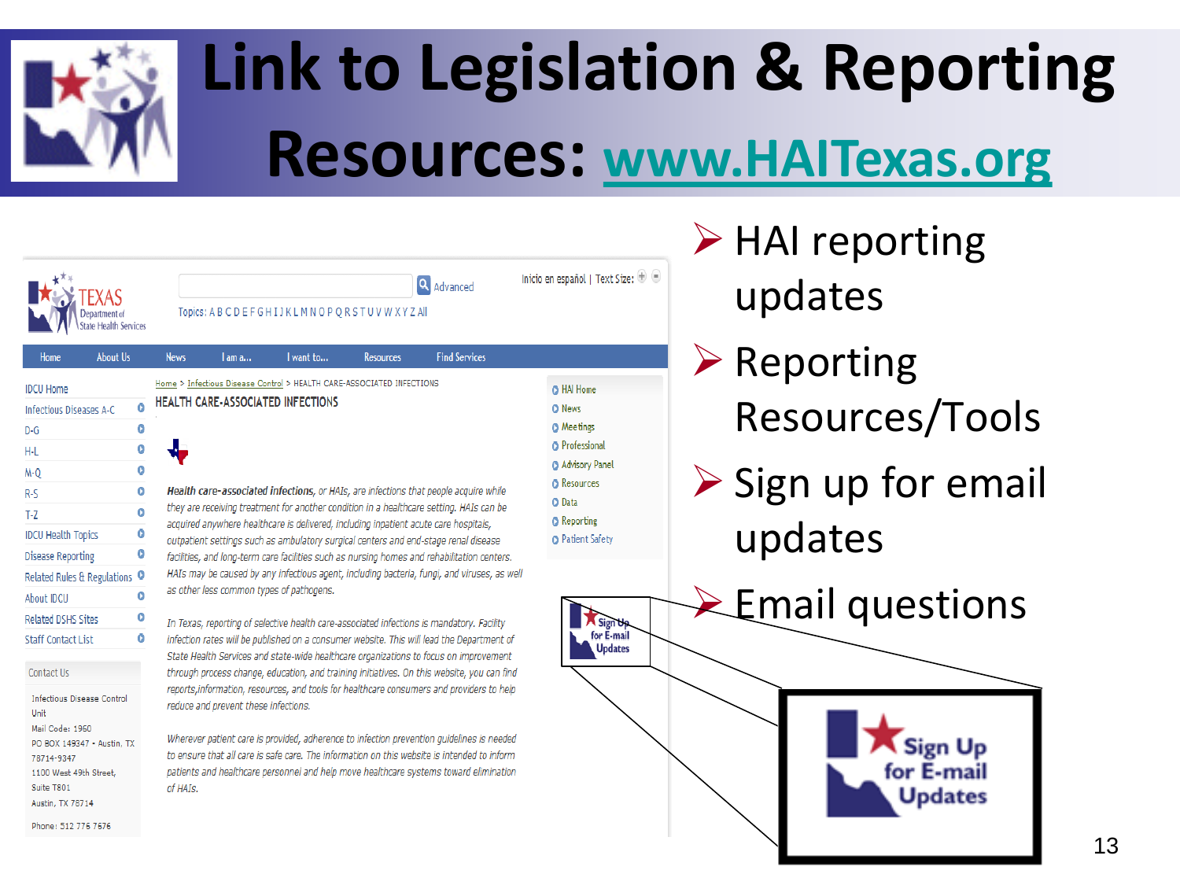# Link to Legislation & Reporting Resources: www.HAITexas.org

- HAI reporting updates
- Reporting Resources/Tools
- Sign up for email updates
- Email questions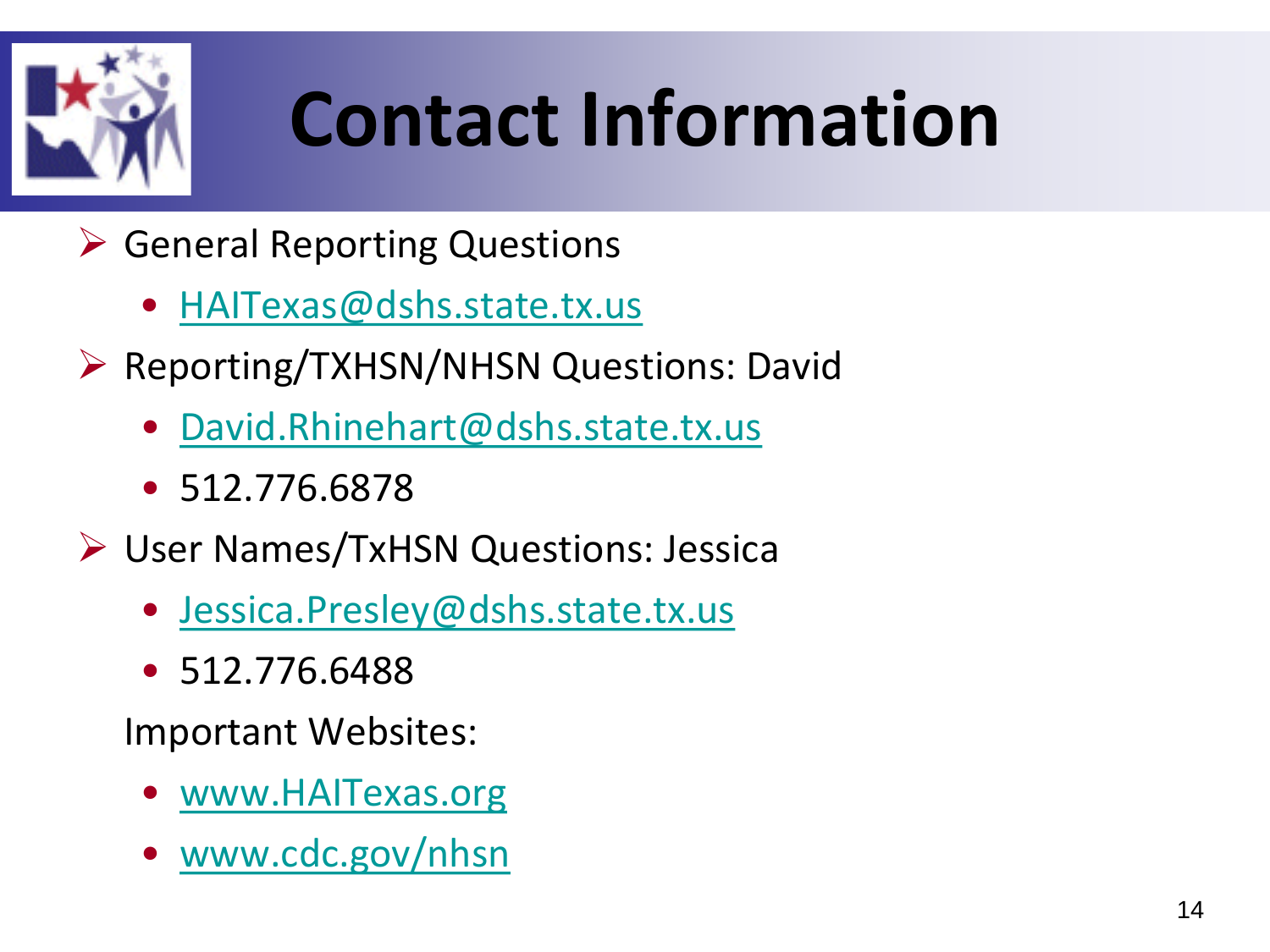# Contact Information

- General Reporting Questions
  - HAITexas@dshs.state.tx.us
- Reporting/TXHSN/NHSN Questions: David
  - David.Rhinehart@dshs.state.tx.us
  - 512.776.6878
- User Names/TxHSN Questions: Jessica
  - Jessica.Presley@dshs.state.tx.us
  - 512.776.6488

Important Websites:

- www.HAITexas.org
- www.cdc.gov/nhsn